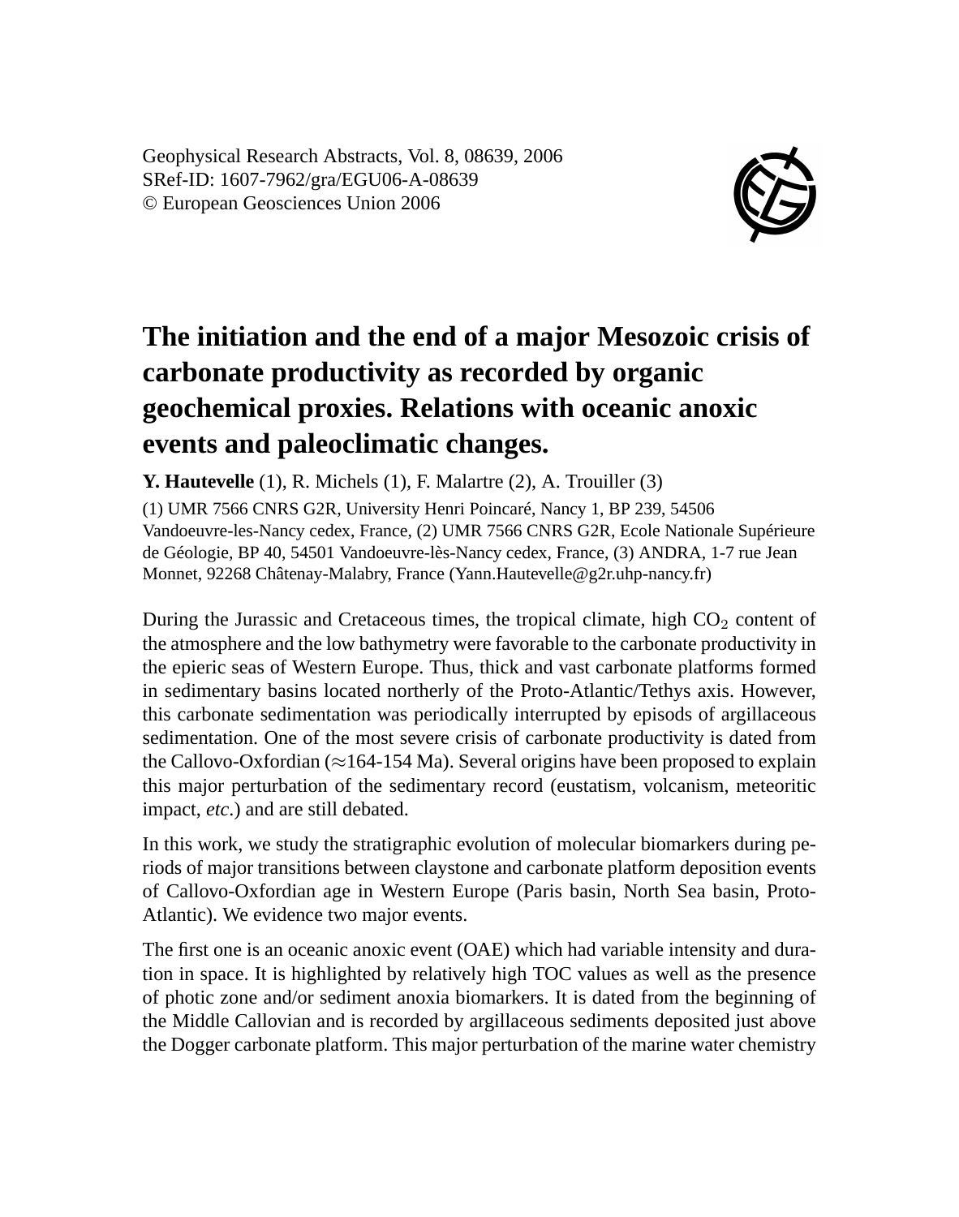Geophysical Research Abstracts, Vol. 8, 08639, 2006
SRef-ID: 1607-7962/gra/EGU06-A-08639
© European Geosciences Union 2006

# The initiation and the end of a major Mesozoic crisis of carbonate productivity as recorded by organic geochemical proxies. Relations with oceanic anoxic events and paleoclimatic changes.

**Y. Hautevelle** (1), R. Michels (1), F. Malartre (2), A. Trouiller (3)

(1) UMR 7566 CNRS G2R, University Henri Poincaré, Nancy 1, BP 239, 54506 Vandoeuvre-les-Nancy cedex, France, (2) UMR 7566 CNRS G2R, Ecole Nationale Supérieure de Géologie, BP 40, 54501 Vandoeuvre-lès-Nancy cedex, France, (3) ANDRA, 1-7 rue Jean Monnet, 92268 Châtenay-Malabry, France (Yann.Hautevelle@g2r.uhp-nancy.fr)

During the Jurassic and Cretaceous times, the tropical climate, high $CO_2$ content of the atmosphere and the low bathymetry were favorable to the carbonate productivity in the epieric seas of Western Europe. Thus, thick and vast carbonate platforms formed in sedimentary basins located northerly of the Proto-Atlantic/Tethys axis. However, this carbonate sedimentation was periodically interrupted by episods of argillaceous sedimentation. One of the most severe crisis of carbonate productivity is dated from the Callovo-Oxfordian ($\approx$164-154 Ma). Several origins have been proposed to explain this major perturbation of the sedimentary record (eustatism, volcanism, meteoritic impact, *etc.*) and are still debated.

In this work, we study the stratigraphic evolution of molecular biomarkers during periods of major transitions between claystone and carbonate platform deposition events of Callovo-Oxfordian age in Western Europe (Paris basin, North Sea basin, Proto-Atlantic). We evidence two major events.

The first one is an oceanic anoxic event (OAE) which had variable intensity and duration in space. It is highlighted by relatively high TOC values as well as the presence of photic zone and/or sediment anoxia biomarkers. It is dated from the beginning of the Middle Callovian and is recorded by argillaceous sediments deposited just above the Dogger carbonate platform. This major perturbation of the marine water chemistry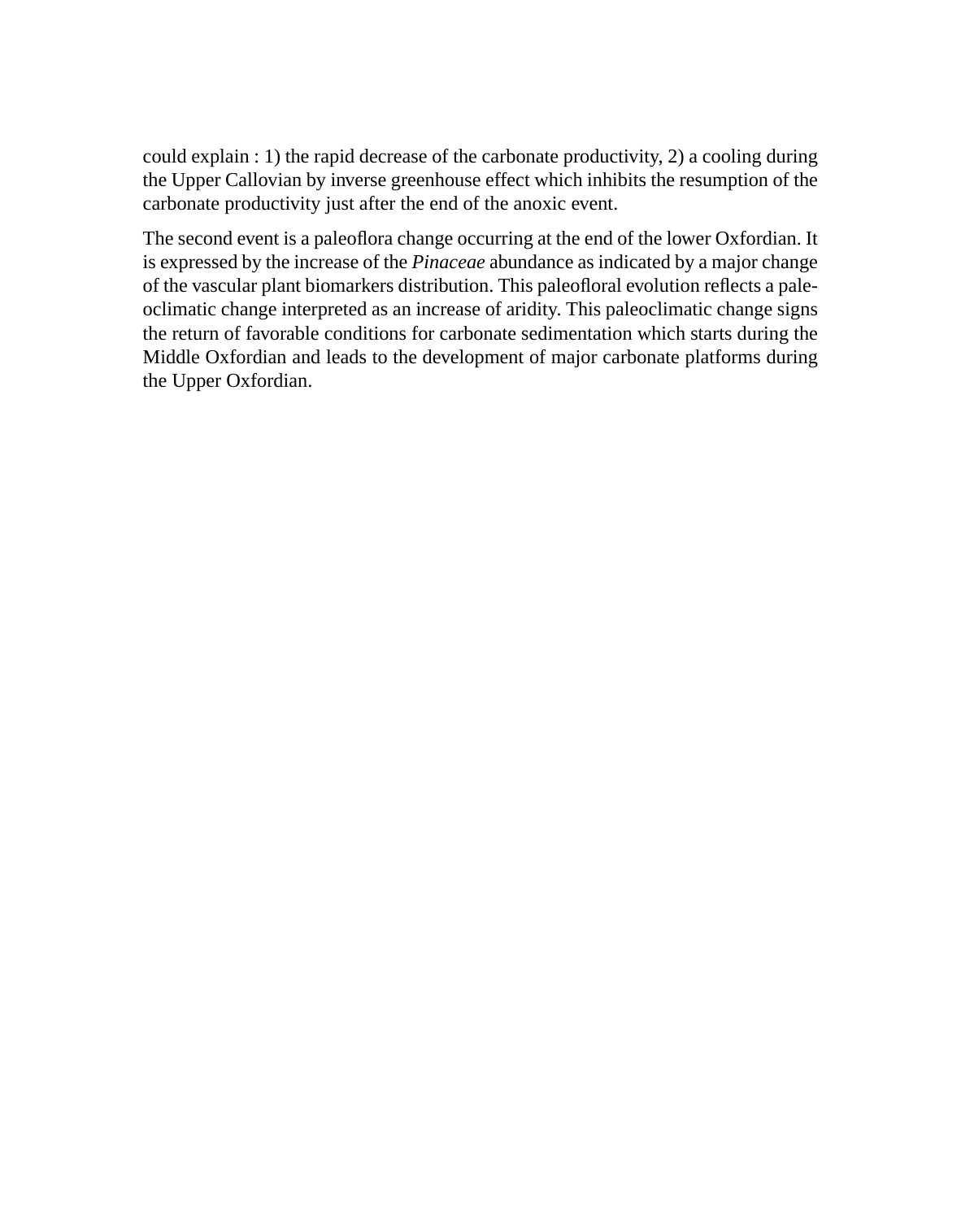could explain : 1) the rapid decrease of the carbonate productivity, 2) a cooling during the Upper Callovian by inverse greenhouse effect which inhibits the resumption of the carbonate productivity just after the end of the anoxic event.

The second event is a paleoflora change occurring at the end of the lower Oxfordian. It is expressed by the increase of the *Pinaceae* abundance as indicated by a major change of the vascular plant biomarkers distribution. This paleofloral evolution reflects a paleoclimatic change interpreted as an increase of aridity. This paleoclimatic change signs the return of favorable conditions for carbonate sedimentation which starts during the Middle Oxfordian and leads to the development of major carbonate platforms during the Upper Oxfordian.